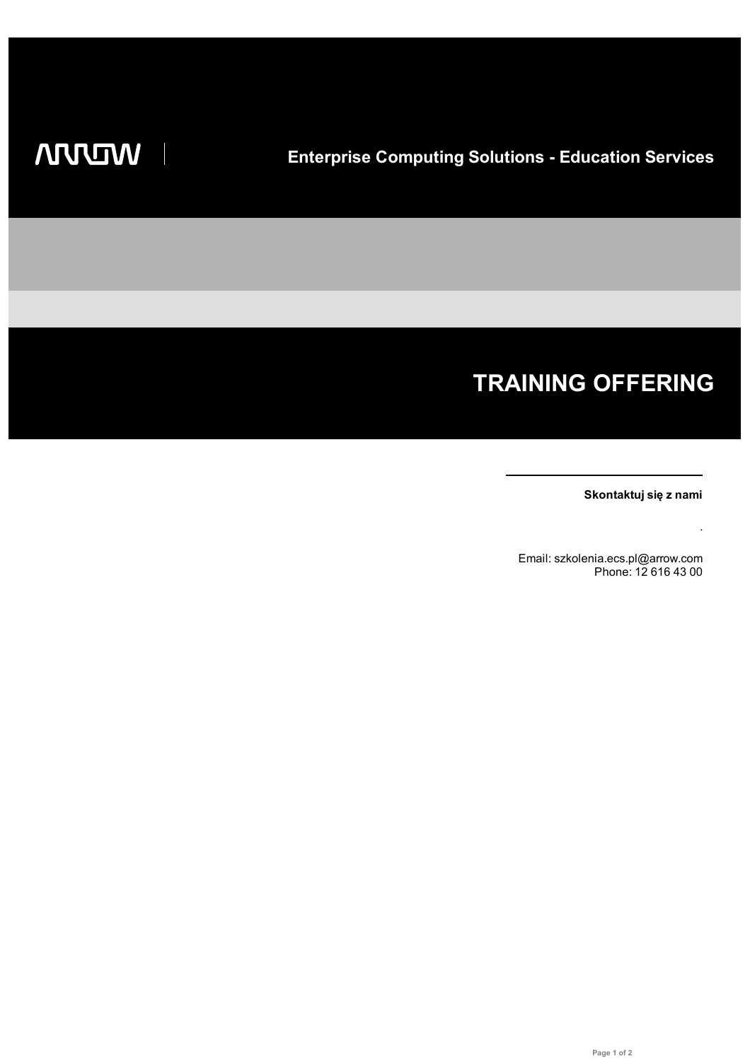ARROW

Enterprise Computing Solutions - Education Services

# TRAINING OFFERING

**Skontaktuj się z nami**

.

Email: szkolenia.ecs.pl@arrow.com
Phone: 12 616 43 00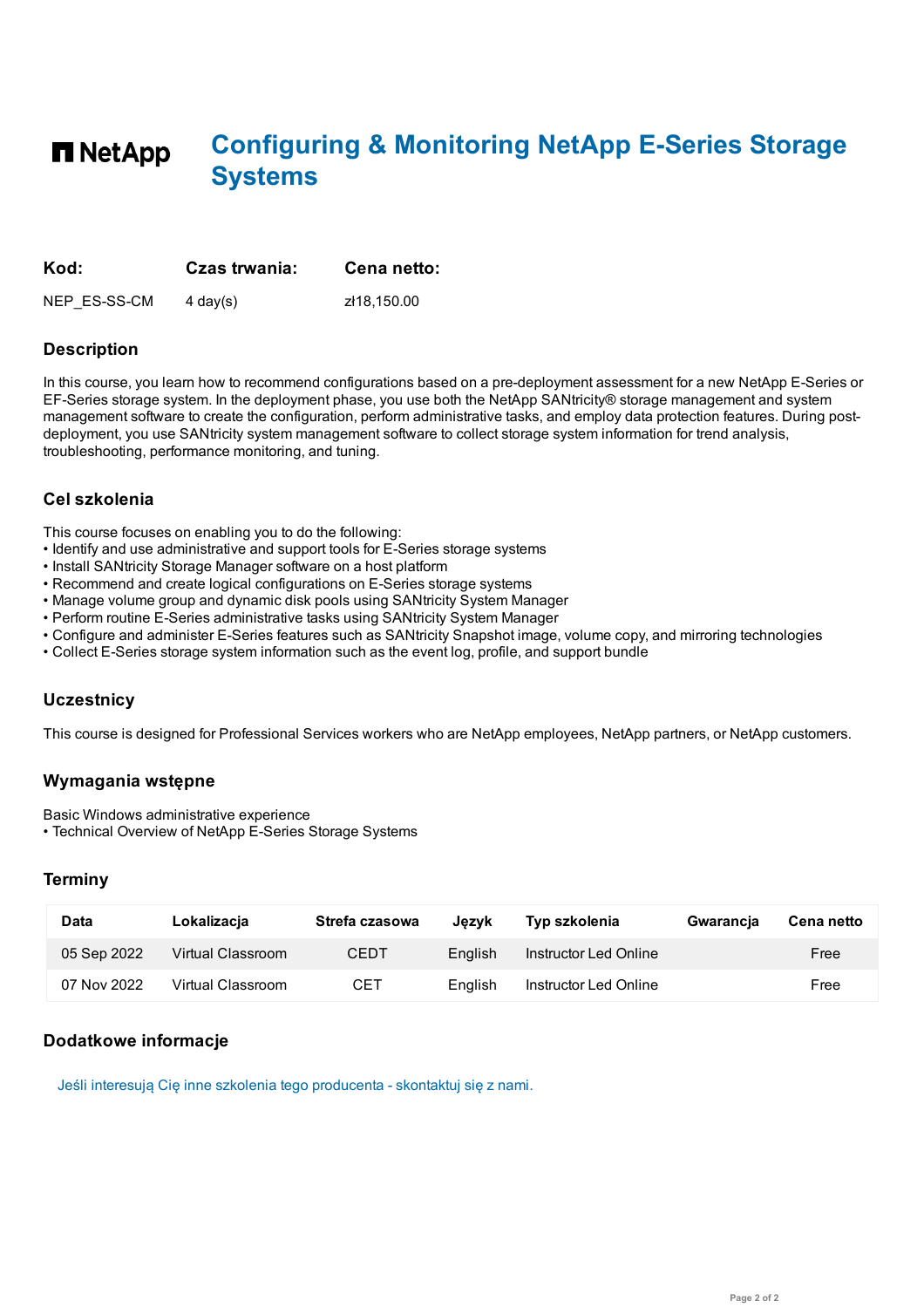# Configuring & Monitoring NetApp E-Series Storage Systems

| Kod: | Czas trwania: | Cena netto: |
|---|---|---|
| NEP_ES-SS-CM | 4 day(s) | zł18,150.00 |

## Description

In this course, you learn how to recommend configurations based on a pre-deployment assessment for a new NetApp E-Series or EF-Series storage system. In the deployment phase, you use both the NetApp SANtricity® storage management and system management software to create the configuration, perform administrative tasks, and employ data protection features. During post-deployment, you use SANtricity system management software to collect storage system information for trend analysis, troubleshooting, performance monitoring, and tuning.

## Cel szkolenia

This course focuses on enabling you to do the following:

- Identify and use administrative and support tools for E-Series storage systems
- Install SANtricity Storage Manager software on a host platform
- Recommend and create logical configurations on E-Series storage systems
- Manage volume group and dynamic disk pools using SANtricity System Manager
- Perform routine E-Series administrative tasks using SANtricity System Manager
- Configure and administer E-Series features such as SANtricity Snapshot image, volume copy, and mirroring technologies
- Collect E-Series storage system information such as the event log, profile, and support bundle

## Uczestnicy

This course is designed for Professional Services workers who are NetApp employees, NetApp partners, or NetApp customers.

## Wymagania wstępne

Basic Windows administrative experience

- Technical Overview of NetApp E-Series Storage Systems

## Terminy

| Data | Lokalizacja | Strefa czasowa | Język | Typ szkolenia | Gwarancja | Cena netto |
|---|---|---|---|---|---|---|
| 05 Sep 2022 | Virtual Classroom | CEDT | English | Instructor Led Online | | Free |
| 07 Nov 2022 | Virtual Classroom | CET | English | Instructor Led Online | | Free |

## Dodatkowe informacje

Jeśli interesują Cię inne szkolenia tego producenta - skontaktuj się z nami.